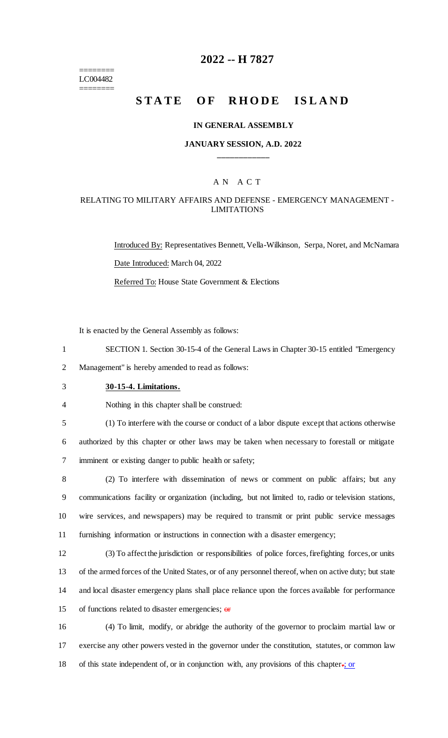========
LC004482
========

# 2022 -- H 7827

# STATE OF RHODE ISLAND

### IN GENERAL ASSEMBLY

### JANUARY SESSION, A.D. 2022

____________

### A N A C T

### RELATING TO MILITARY AFFAIRS AND DEFENSE - EMERGENCY MANAGEMENT - LIMITATIONS

Introduced By: Representatives Bennett, Vella-Wilkinson, Serpa, Noret, and McNamara

Date Introduced: March 04, 2022

Referred To: House State Government & Elections

It is enacted by the General Assembly as follows:

1 SECTION 1. Section 30-15-4 of the General Laws in Chapter 30-15 entitled "Emergency
2 Management" is hereby amended to read as follows:

3 **30-15-4. Limitations.**

4 Nothing in this chapter shall be construed:

5 (1) To interfere with the course or conduct of a labor dispute except that actions otherwise
6 authorized by this chapter or other laws may be taken when necessary to forestall or mitigate
7 imminent or existing danger to public health or safety;

8 (2) To interfere with dissemination of news or comment on public affairs; but any
9 communications facility or organization (including, but not limited to, radio or television stations,
10 wire services, and newspapers) may be required to transmit or print public service messages
11 furnishing information or instructions in connection with a disaster emergency;

12 (3) To affect the jurisdiction or responsibilities of police forces, firefighting forces, or units
13 of the armed forces of the United States, or of any personnel thereof, when on active duty; but state
14 and local disaster emergency plans shall place reliance upon the forces available for performance
15 of functions related to disaster emergencies; ~~or~~

16 (4) To limit, modify, or abridge the authority of the governor to proclaim martial law or
17 exercise any other powers vested in the governor under the constitution, statutes, or common law
18 of this state independent of, or in conjunction with, any provisions of this chapter~~.~~; or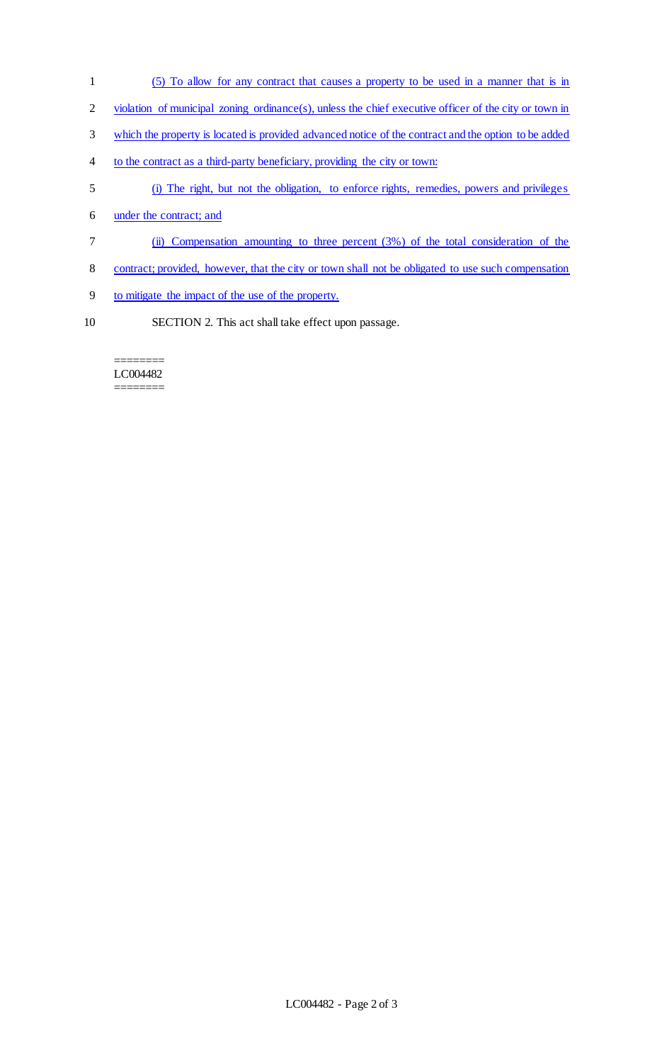(5) To allow for any contract that causes a property to be used in a manner that is in violation of municipal zoning ordinance(s), unless the chief executive officer of the city or town in which the property is located is provided advanced notice of the contract and the option to be added to the contract as a third-party beneficiary, providing the city or town:

(i) The right, but not the obligation, to enforce rights, remedies, powers and privileges under the contract; and

(ii) Compensation amounting to three percent (3%) of the total consideration of the contract; provided, however, that the city or town shall not be obligated to use such compensation to mitigate the impact of the use of the property.

SECTION 2. This act shall take effect upon passage.

========
LC004482
========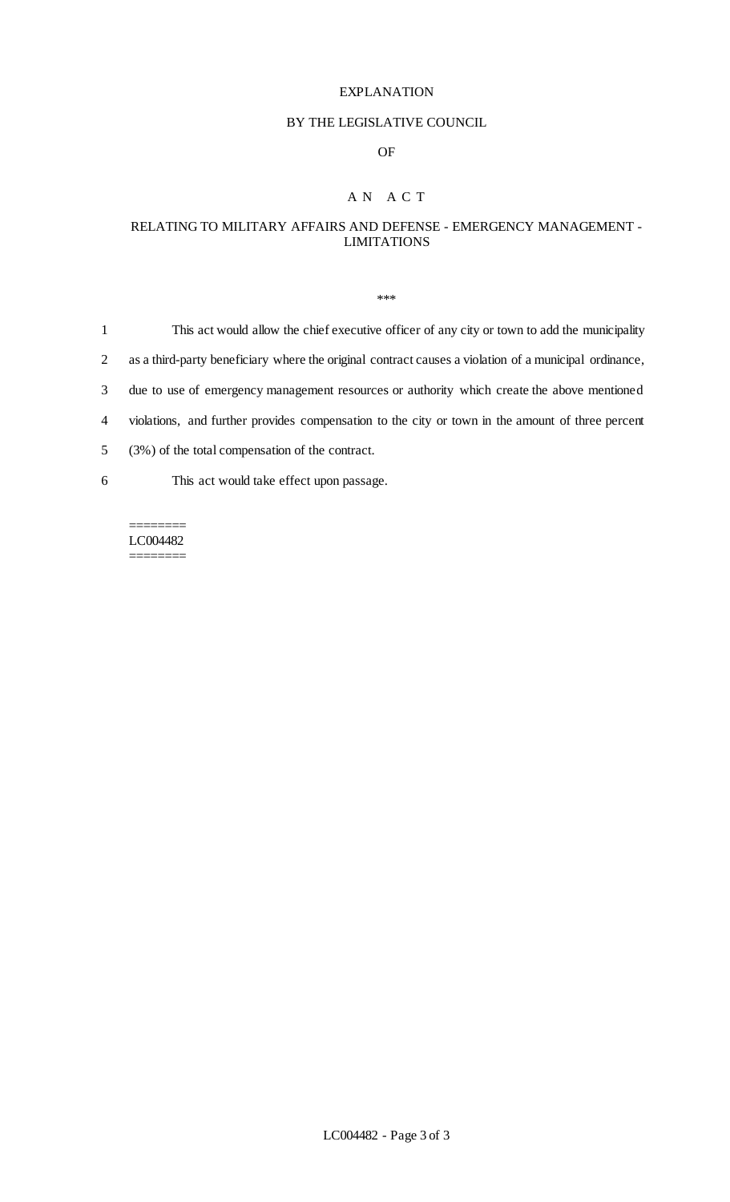EXPLANATION

BY THE LEGISLATIVE COUNCIL

OF

A N A C T

RELATING TO MILITARY AFFAIRS AND DEFENSE - EMERGENCY MANAGEMENT - LIMITATIONS

\*\*\*

This act would allow the chief executive officer of any city or town to add the municipality as a third-party beneficiary where the original contract causes a violation of a municipal ordinance, due to use of emergency management resources or authority which create the above mentioned violations, and further provides compensation to the city or town in the amount of three percent (3%) of the total compensation of the contract.

This act would take effect upon passage.

========
LC004482
========